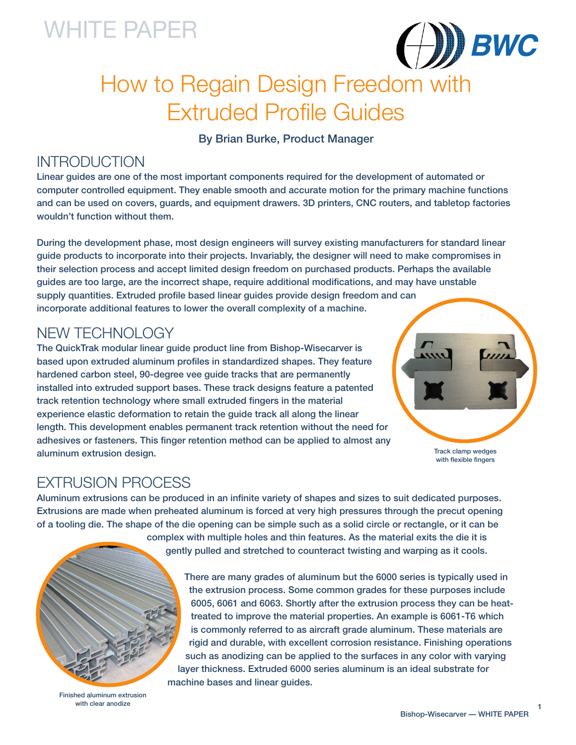WHITE PAPER

# How to Regain Design Freedom with Extruded Profile Guides

**By Brian Burke, Product Manager**

## INTRODUCTION

Linear guides are one of the most important components required for the development of automated or computer controlled equipment. They enable smooth and accurate motion for the primary machine functions and can be used on covers, guards, and equipment drawers. 3D printers, CNC routers, and tabletop factories wouldn't function without them.

During the development phase, most design engineers will survey existing manufacturers for standard linear guide products to incorporate into their projects. Invariably, the designer will need to make compromises in their selection process and accept limited design freedom on purchased products. Perhaps the available guides are too large, are the incorrect shape, require additional modifications, and may have unstable supply quantities. Extruded profile based linear guides provide design freedom and can incorporate additional features to lower the overall complexity of a machine.

## NEW TECHNOLOGY

The QuickTrak modular linear guide product line from Bishop-Wisecarver is based upon extruded aluminum profiles in standardized shapes. They feature hardened carbon steel, 90-degree vee guide tracks that are permanently installed into extruded support bases. These track designs feature a patented track retention technology where small extruded fingers in the material experience elastic deformation to retain the guide track all along the linear length. This development enables permanent track retention without the need for adhesives or fasteners. This finger retention method can be applied to almost any aluminum extrusion design.

Track clamp wedges with flexible fingers

## EXTRUSION PROCESS

Aluminum extrusions can be produced in an infinite variety of shapes and sizes to suit dedicated purposes. Extrusions are made when preheated aluminum is forced at very high pressures through the precut opening of a tooling die. The shape of the die opening can be simple such as a solid circle or rectangle, or it can be complex with multiple holes and thin features. As the material exits the die it is gently pulled and stretched to counteract twisting and warping as it cools.

There are many grades of aluminum but the 6000 series is typically used in the extrusion process. Some common grades for these purposes include 6005, 6061 and 6063. Shortly after the extrusion process they can be heat-treated to improve the material properties. An example is 6061-T6 which is commonly referred to as aircraft grade aluminum. These materials are rigid and durable, with excellent corrosion resistance. Finishing operations such as anodizing can be applied to the surfaces in any color with varying layer thickness. Extruded 6000 series aluminum is an ideal substrate for machine bases and linear guides.

Finished aluminum extrusion with clear anodize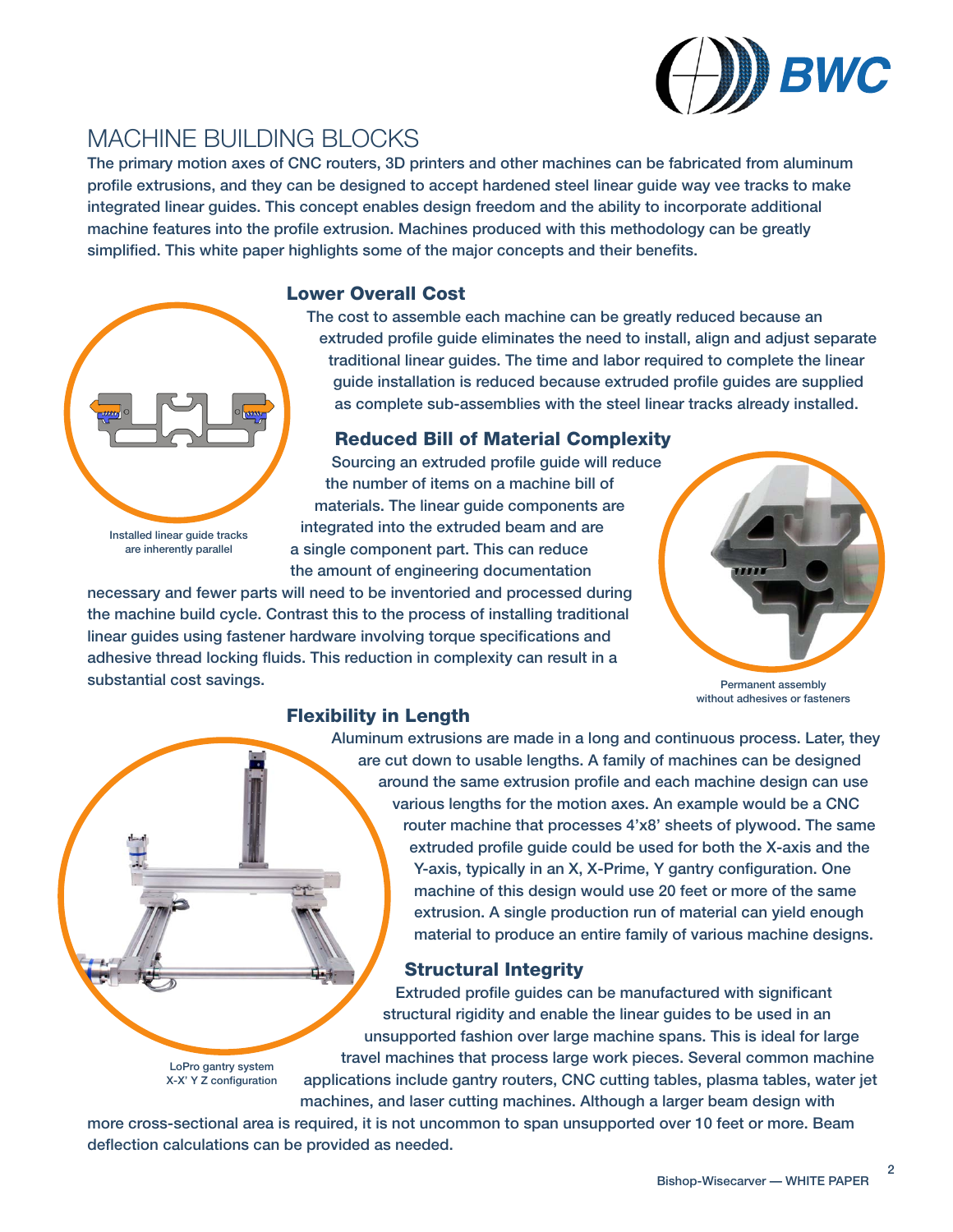# MACHINE BUILDING BLOCKS

**The primary motion axes of CNC routers, 3D printers and other machines can be fabricated from aluminum profile extrusions, and they can be designed to accept hardened steel linear guide way vee tracks to make integrated linear guides. This concept enables design freedom and the ability to incorporate additional machine features into the profile extrusion. Machines produced with this methodology can be greatly simplified. This white paper highlights some of the major concepts and their benefits.**

## Lower Overall Cost

The cost to assemble each machine can be greatly reduced because an extruded profile guide eliminates the need to install, align and adjust separate traditional linear guides. The time and labor required to complete the linear guide installation is reduced because extruded profile guides are supplied as complete sub-assemblies with the steel linear tracks already installed.

Installed linear guide tracks are inherently parallel

## Reduced Bill of Material Complexity

Sourcing an extruded profile guide will reduce the number of items on a machine bill of materials. The linear guide components are integrated into the extruded beam and are a single component part. This can reduce the amount of engineering documentation necessary and fewer parts will need to be inventoried and processed during the machine build cycle. Contrast this to the process of installing traditional linear guides using fastener hardware involving torque specifications and adhesive thread locking fluids. This reduction in complexity can result in a substantial cost savings.

Permanent assembly without adhesives or fasteners

## Flexibility in Length

Aluminum extrusions are made in a long and continuous process. Later, they are cut down to usable lengths. A family of machines can be designed around the same extrusion profile and each machine design can use various lengths for the motion axes. An example would be a CNC router machine that processes 4'x8' sheets of plywood. The same extruded profile guide could be used for both the X-axis and the Y-axis, typically in an X, X-Prime, Y gantry configuration. One machine of this design would use 20 feet or more of the same extrusion. A single production run of material can yield enough material to produce an entire family of various machine designs.

LoPro gantry system X-X' Y Z configuration

## Structural Integrity

Extruded profile guides can be manufactured with significant structural rigidity and enable the linear guides to be used in an unsupported fashion over large machine spans. This is ideal for large travel machines that process large work pieces. Several common machine applications include gantry routers, CNC cutting tables, plasma tables, water jet machines, and laser cutting machines. Although a larger beam design with more cross-sectional area is required, it is not uncommon to span unsupported over 10 feet or more. Beam deflection calculations can be provided as needed.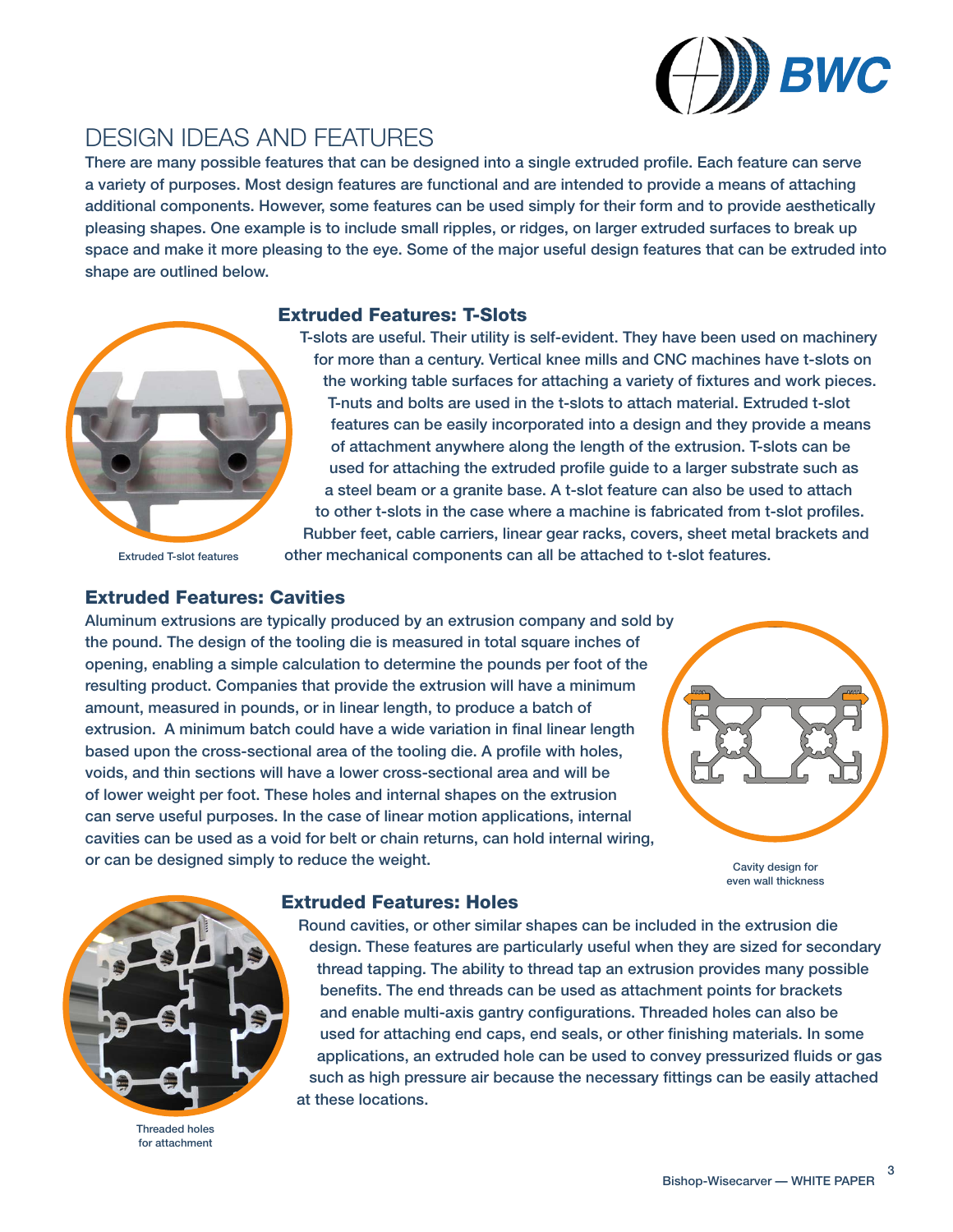# DESIGN IDEAS AND FEATURES

There are many possible features that can be designed into a single extruded profile. Each feature can serve a variety of purposes. Most design features are functional and are intended to provide a means of attaching additional components. However, some features can be used simply for their form and to provide aesthetically pleasing shapes. One example is to include small ripples, or ridges, on larger extruded surfaces to break up space and make it more pleasing to the eye. Some of the major useful design features that can be extruded into shape are outlined below.

## Extruded Features: T-Slots

T-slots are useful. Their utility is self-evident. They have been used on machinery for more than a century. Vertical knee mills and CNC machines have t-slots on the working table surfaces for attaching a variety of fixtures and work pieces. T-nuts and bolts are used in the t-slots to attach material. Extruded t-slot features can be easily incorporated into a design and they provide a means of attachment anywhere along the length of the extrusion. T-slots can be used for attaching the extruded profile guide to a larger substrate such as a steel beam or a granite base. A t-slot feature can also be used to attach to other t-slots in the case where a machine is fabricated from t-slot profiles. Rubber feet, cable carriers, linear gear racks, covers, sheet metal brackets and other mechanical components can all be attached to t-slot features.

Extruded T-slot features

## Extruded Features: Cavities

Aluminum extrusions are typically produced by an extrusion company and sold by the pound. The design of the tooling die is measured in total square inches of opening, enabling a simple calculation to determine the pounds per foot of the resulting product. Companies that provide the extrusion will have a minimum amount, measured in pounds, or in linear length, to produce a batch of extrusion. A minimum batch could have a wide variation in final linear length based upon the cross-sectional area of the tooling die. A profile with holes, voids, and thin sections will have a lower cross-sectional area and will be of lower weight per foot. These holes and internal shapes on the extrusion can serve useful purposes. In the case of linear motion applications, internal cavities can be used as a void for belt or chain returns, can hold internal wiring, or can be designed simply to reduce the weight.

Cavity design for even wall thickness

## Extruded Features: Holes

Round cavities, or other similar shapes can be included in the extrusion die design. These features are particularly useful when they are sized for secondary thread tapping. The ability to thread tap an extrusion provides many possible benefits. The end threads can be used as attachment points for brackets and enable multi-axis gantry configurations. Threaded holes can also be used for attaching end caps, end seals, or other finishing materials. In some applications, an extruded hole can be used to convey pressurized fluids or gas such as high pressure air because the necessary fittings can be easily attached at these locations.

Threaded holes for attachment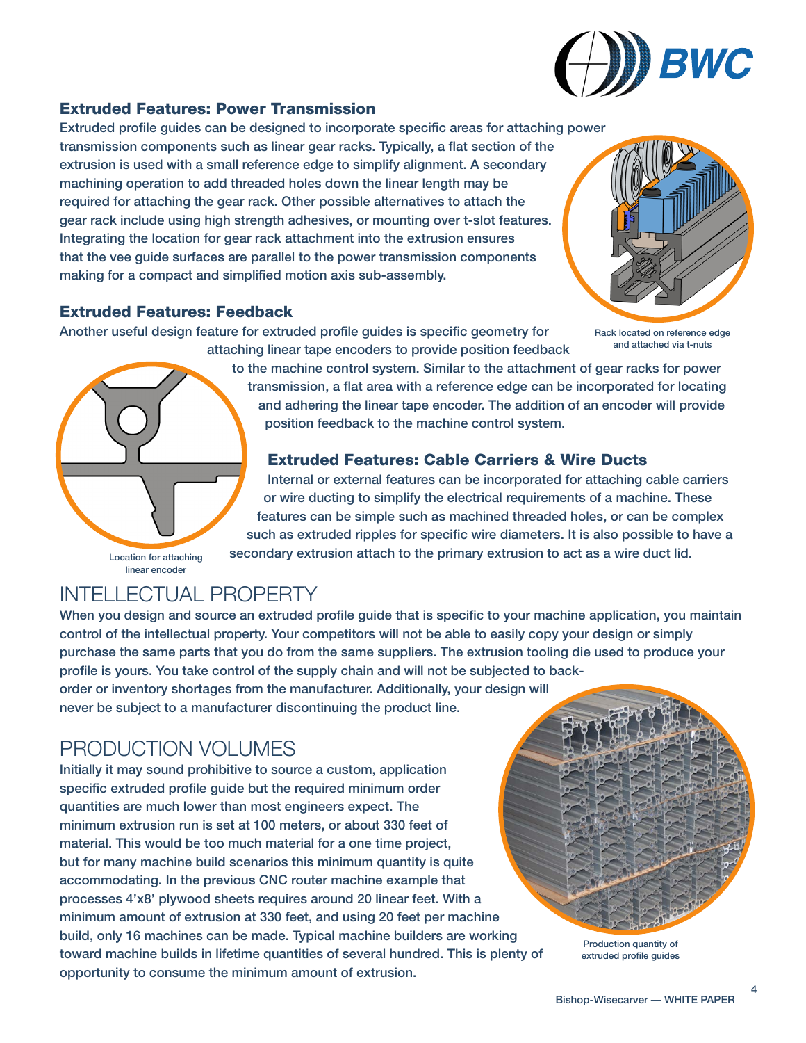### Extruded Features: Power Transmission

Extruded profile guides can be designed to incorporate specific areas for attaching power transmission components such as linear gear racks. Typically, a flat section of the extrusion is used with a small reference edge to simplify alignment. A secondary machining operation to add threaded holes down the linear length may be required for attaching the gear rack. Other possible alternatives to attach the gear rack include using high strength adhesives, or mounting over t-slot features. Integrating the location for gear rack attachment into the extrusion ensures that the vee guide surfaces are parallel to the power transmission components making for a compact and simplified motion axis sub-assembly.

Rack located on reference edge and attached via t-nuts

### Extruded Features: Feedback

Another useful design feature for extruded profile guides is specific geometry for attaching linear tape encoders to provide position feedback to the machine control system. Similar to the attachment of gear racks for power transmission, a flat area with a reference edge can be incorporated for locating and adhering the linear tape encoder. The addition of an encoder will provide position feedback to the machine control system.

Location for attaching linear encoder

### Extruded Features: Cable Carriers & Wire Ducts

Internal or external features can be incorporated for attaching cable carriers or wire ducting to simplify the electrical requirements of a machine. These features can be simple such as machined threaded holes, or can be complex such as extruded ripples for specific wire diameters. It is also possible to have a secondary extrusion attach to the primary extrusion to act as a wire duct lid.

## INTELLECTUAL PROPERTY

When you design and source an extruded profile guide that is specific to your machine application, you maintain control of the intellectual property. Your competitors will not be able to easily copy your design or simply purchase the same parts that you do from the same suppliers. The extrusion tooling die used to produce your profile is yours. You take control of the supply chain and will not be subjected to back-order or inventory shortages from the manufacturer. Additionally, your design will never be subject to a manufacturer discontinuing the product line.

## PRODUCTION VOLUMES

Initially it may sound prohibitive to source a custom, application specific extruded profile guide but the required minimum order quantities are much lower than most engineers expect. The minimum extrusion run is set at 100 meters, or about 330 feet of material. This would be too much material for a one time project, but for many machine build scenarios this minimum quantity is quite accommodating. In the previous CNC router machine example that processes 4'x8' plywood sheets requires around 20 linear feet. With a minimum amount of extrusion at 330 feet, and using 20 feet per machine build, only 16 machines can be made. Typical machine builders are working toward machine builds in lifetime quantities of several hundred. This is plenty of opportunity to consume the minimum amount of extrusion.

Production quantity of extruded profile guides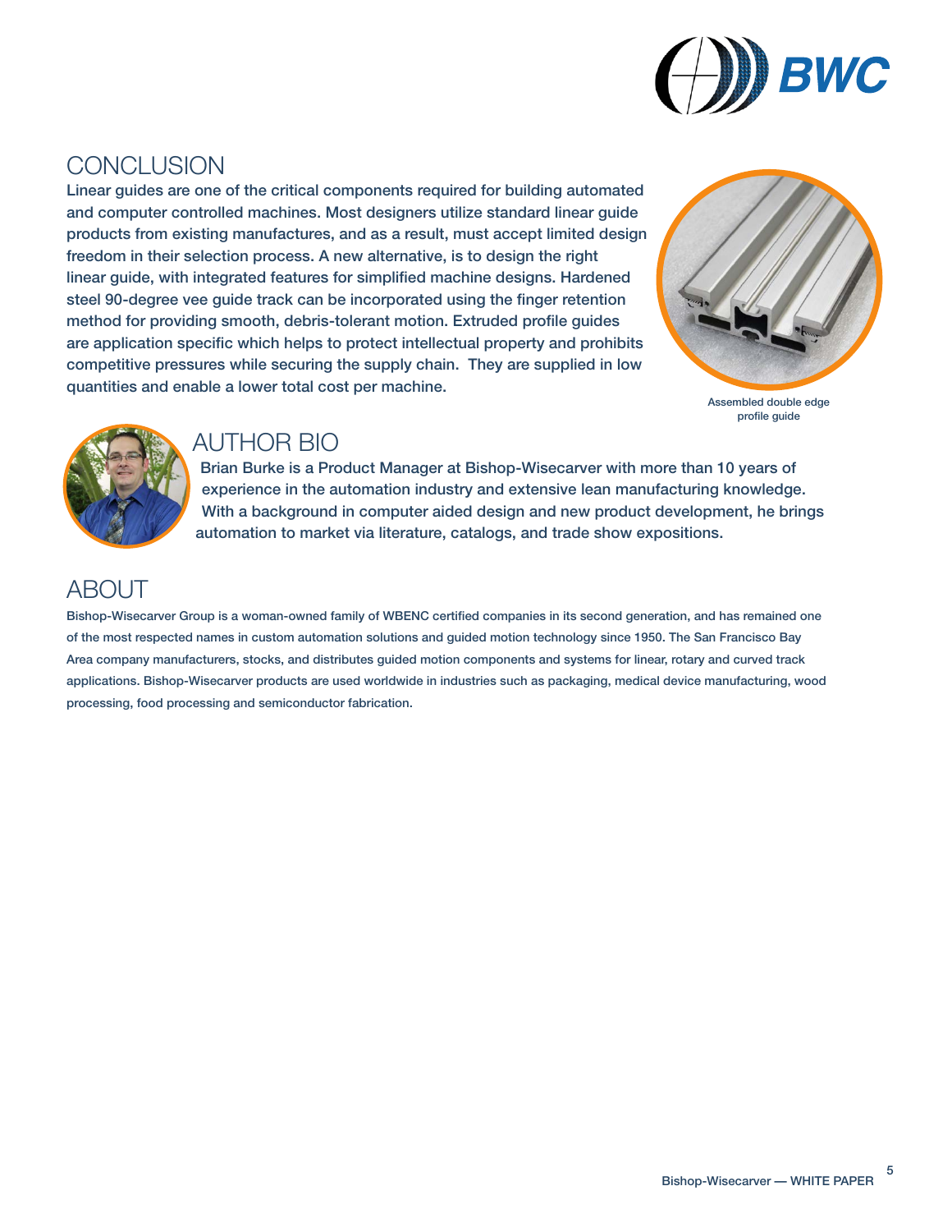## CONCLUSION

Linear guides are one of the critical components required for building automated and computer controlled machines. Most designers utilize standard linear guide products from existing manufactures, and as a result, must accept limited design freedom in their selection process. A new alternative, is to design the right linear guide, with integrated features for simplified machine designs. Hardened steel 90-degree vee guide track can be incorporated using the finger retention method for providing smooth, debris-tolerant motion. Extruded profile guides are application specific which helps to protect intellectual property and prohibits competitive pressures while securing the supply chain. They are supplied in low quantities and enable a lower total cost per machine.

Assembled double edge profile guide

## AUTHOR BIO

Brian Burke is a Product Manager at Bishop-Wisecarver with more than 10 years of experience in the automation industry and extensive lean manufacturing knowledge. With a background in computer aided design and new product development, he brings automation to market via literature, catalogs, and trade show expositions.

## ABOUT

Bishop-Wisecarver Group is a woman-owned family of WBENC certified companies in its second generation, and has remained one of the most respected names in custom automation solutions and guided motion technology since 1950. The San Francisco Bay Area company manufacturers, stocks, and distributes guided motion components and systems for linear, rotary and curved track applications. Bishop-Wisecarver products are used worldwide in industries such as packaging, medical device manufacturing, wood processing, food processing and semiconductor fabrication.